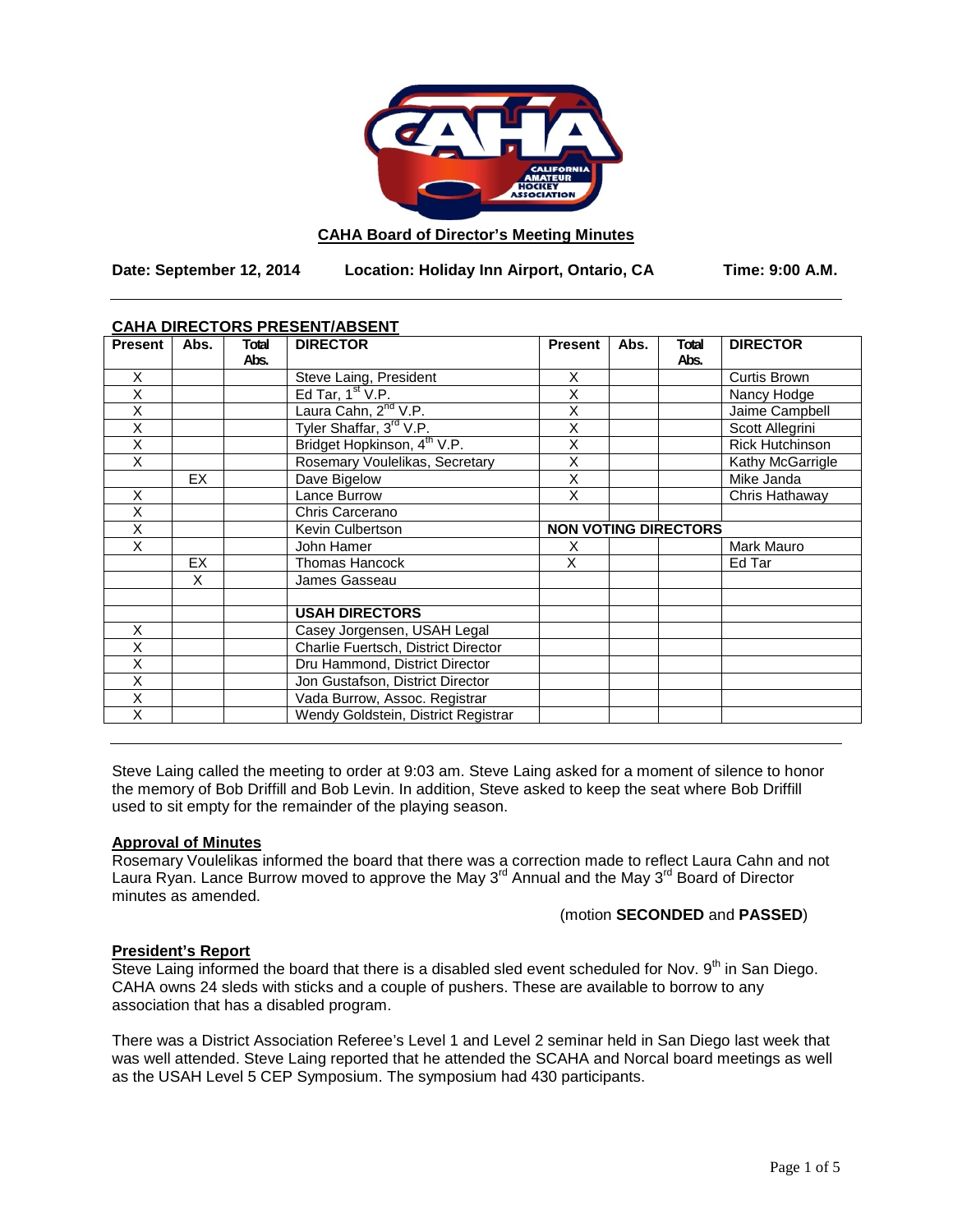**CAHA Board of Director's Meeting Minutes**

**Date: September 12, 2014 Location: Holiday Inn Airport, Ontario, CA Time: 9:00 A.M.**

---

**CAHA DIRECTORS PRESENT/ABSENT**

| Present | Abs. | Total Abs. | DIRECTOR | Present | Abs. | Total Abs. | DIRECTOR |
|---|---|---|---|---|---|---|---|
| X | | | Steve Laing, President | X | | | Curtis Brown |
| X | | | Ed Tar, 1st V.P. | X | | | Nancy Hodge |
| X | | | Laura Cahn, 2nd V.P. | X | | | Jaime Campbell |
| X | | | Tyler Shaffar, 3rd V.P. | X | | | Scott Allegrini |
| X | | | Bridget Hopkinson, 4th V.P. | X | | | Rick Hutchinson |
| X | | | Rosemary Voulelikas, Secretary | X | | | Kathy McGarrigle |
| | EX | | Dave Bigelow | X | | | Mike Janda |
| X | | | Lance Burrow | X | | | Chris Hathaway |
| X | | | Chris Carcerano | | | | |
| X | | | Kevin Culbertson | **NON VOTING DIRECTORS** | | | |
| X | | | John Hamer | X | | | Mark Mauro |
| | EX | | Thomas Hancock | X | | | Ed Tar |
| | X | | James Gasseau | | | | |
| | | | | | | | |
| | | | **USAH DIRECTORS** | | | | |
| X | | | Casey Jorgensen, USAH Legal | | | | |
| X | | | Charlie Fuertsch, District Director | | | | |
| X | | | Dru Hammond, District Director | | | | |
| X | | | Jon Gustafson, District Director | | | | |
| X | | | Vada Burrow, Assoc. Registrar | | | | |
| X | | | Wendy Goldstein, District Registrar | | | | |

---

Steve Laing called the meeting to order at 9:03 am. Steve Laing asked for a moment of silence to honor the memory of Bob Driffill and Bob Levin. In addition, Steve asked to keep the seat where Bob Driffill used to sit empty for the remainder of the playing season.

**Approval of Minutes**

Rosemary Voulelikas informed the board that there was a correction made to reflect Laura Cahn and not Laura Ryan. Lance Burrow moved to approve the May 3rd Annual and the May 3rd Board of Director minutes as amended.

(motion **SECONDED** and **PASSED**)

**President's Report**

Steve Laing informed the board that there is a disabled sled event scheduled for Nov. 9th in San Diego. CAHA owns 24 sleds with sticks and a couple of pushers. These are available to borrow to any association that has a disabled program.

There was a District Association Referee's Level 1 and Level 2 seminar held in San Diego last week that was well attended. Steve Laing reported that he attended the SCAHA and Norcal board meetings as well as the USAH Level 5 CEP Symposium. The symposium had 430 participants.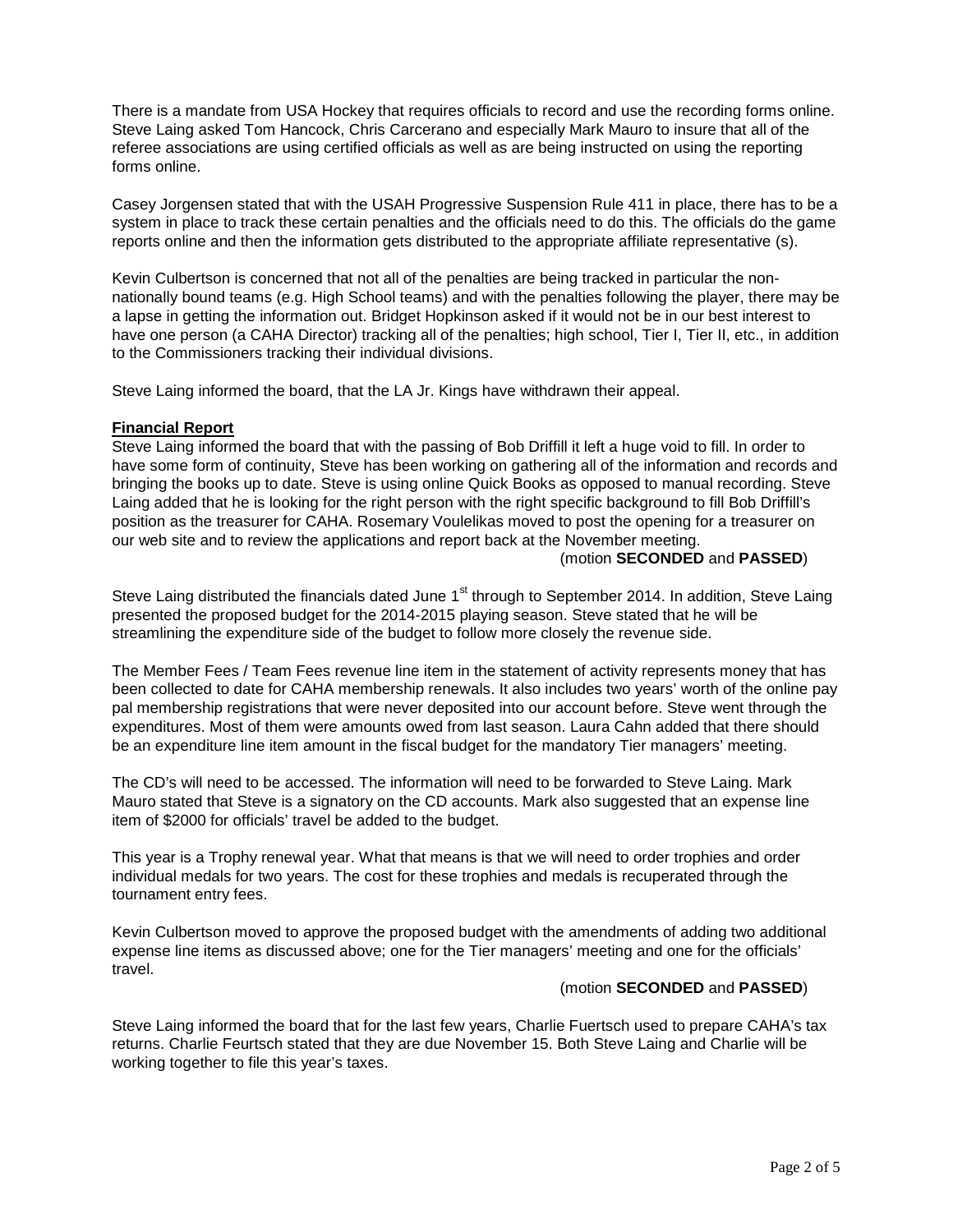There is a mandate from USA Hockey that requires officials to record and use the recording forms online. Steve Laing asked Tom Hancock, Chris Carcerano and especially Mark Mauro to insure that all of the referee associations are using certified officials as well as are being instructed on using the reporting forms online.

Casey Jorgensen stated that with the USAH Progressive Suspension Rule 411 in place, there has to be a system in place to track these certain penalties and the officials need to do this. The officials do the game reports online and then the information gets distributed to the appropriate affiliate representative (s).

Kevin Culbertson is concerned that not all of the penalties are being tracked in particular the non-nationally bound teams (e.g. High School teams) and with the penalties following the player, there may be a lapse in getting the information out. Bridget Hopkinson asked if it would not be in our best interest to have one person (a CAHA Director) tracking all of the penalties; high school, Tier I, Tier II, etc., in addition to the Commissioners tracking their individual divisions.

Steve Laing informed the board, that the LA Jr. Kings have withdrawn their appeal.

**Financial Report**

Steve Laing informed the board that with the passing of Bob Driffill it left a huge void to fill. In order to have some form of continuity, Steve has been working on gathering all of the information and records and bringing the books up to date. Steve is using online Quick Books as opposed to manual recording. Steve Laing added that he is looking for the right person with the right specific background to fill Bob Driffill's position as the treasurer for CAHA. Rosemary Voulelikas moved to post the opening for a treasurer on our web site and to review the applications and report back at the November meeting.

(motion **SECONDED** and **PASSED**)

Steve Laing distributed the financials dated June 1st through to September 2014. In addition, Steve Laing presented the proposed budget for the 2014-2015 playing season. Steve stated that he will be streamlining the expenditure side of the budget to follow more closely the revenue side.

The Member Fees / Team Fees revenue line item in the statement of activity represents money that has been collected to date for CAHA membership renewals. It also includes two years' worth of the online pay pal membership registrations that were never deposited into our account before. Steve went through the expenditures. Most of them were amounts owed from last season. Laura Cahn added that there should be an expenditure line item amount in the fiscal budget for the mandatory Tier managers' meeting.

The CD's will need to be accessed. The information will need to be forwarded to Steve Laing. Mark Mauro stated that Steve is a signatory on the CD accounts. Mark also suggested that an expense line item of $2000 for officials' travel be added to the budget.

This year is a Trophy renewal year. What that means is that we will need to order trophies and order individual medals for two years. The cost for these trophies and medals is recuperated through the tournament entry fees.

Kevin Culbertson moved to approve the proposed budget with the amendments of adding two additional expense line items as discussed above; one for the Tier managers' meeting and one for the officials' travel.

(motion **SECONDED** and **PASSED**)

Steve Laing informed the board that for the last few years, Charlie Fuertsch used to prepare CAHA's tax returns. Charlie Feurtsch stated that they are due November 15. Both Steve Laing and Charlie will be working together to file this year's taxes.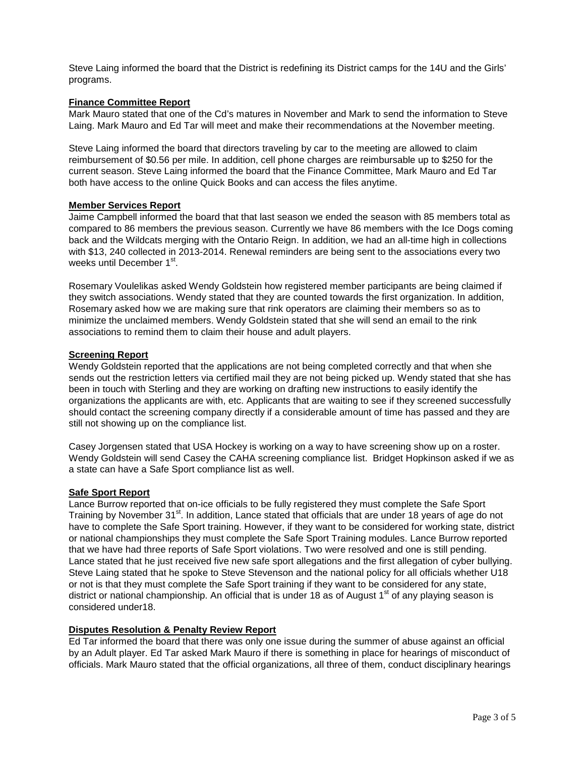Steve Laing informed the board that the District is redefining its District camps for the 14U and the Girls' programs.

**Finance Committee Report**

Mark Mauro stated that one of the Cd's matures in November and Mark to send the information to Steve Laing. Mark Mauro and Ed Tar will meet and make their recommendations at the November meeting.

Steve Laing informed the board that directors traveling by car to the meeting are allowed to claim reimbursement of $0.56 per mile. In addition, cell phone charges are reimbursable up to $250 for the current season. Steve Laing informed the board that the Finance Committee, Mark Mauro and Ed Tar both have access to the online Quick Books and can access the files anytime.

**Member Services Report**

Jaime Campbell informed the board that that last season we ended the season with 85 members total as compared to 86 members the previous season. Currently we have 86 members with the Ice Dogs coming back and the Wildcats merging with the Ontario Reign. In addition, we had an all-time high in collections with $13, 240 collected in 2013-2014. Renewal reminders are being sent to the associations every two weeks until December 1st.

Rosemary Voulelikas asked Wendy Goldstein how registered member participants are being claimed if they switch associations. Wendy stated that they are counted towards the first organization. In addition, Rosemary asked how we are making sure that rink operators are claiming their members so as to minimize the unclaimed members. Wendy Goldstein stated that she will send an email to the rink associations to remind them to claim their house and adult players.

**Screening Report**

Wendy Goldstein reported that the applications are not being completed correctly and that when she sends out the restriction letters via certified mail they are not being picked up. Wendy stated that she has been in touch with Sterling and they are working on drafting new instructions to easily identify the organizations the applicants are with, etc. Applicants that are waiting to see if they screened successfully should contact the screening company directly if a considerable amount of time has passed and they are still not showing up on the compliance list.

Casey Jorgensen stated that USA Hockey is working on a way to have screening show up on a roster. Wendy Goldstein will send Casey the CAHA screening compliance list. Bridget Hopkinson asked if we as a state can have a Safe Sport compliance list as well.

**Safe Sport Report**

Lance Burrow reported that on-ice officials to be fully registered they must complete the Safe Sport Training by November 31st. In addition, Lance stated that officials that are under 18 years of age do not have to complete the Safe Sport training. However, if they want to be considered for working state, district or national championships they must complete the Safe Sport Training modules. Lance Burrow reported that we have had three reports of Safe Sport violations. Two were resolved and one is still pending. Lance stated that he just received five new safe sport allegations and the first allegation of cyber bullying. Steve Laing stated that he spoke to Steve Stevenson and the national policy for all officials whether U18 or not is that they must complete the Safe Sport training if they want to be considered for any state, district or national championship. An official that is under 18 as of August 1st of any playing season is considered under18.

**Disputes Resolution & Penalty Review Report**

Ed Tar informed the board that there was only one issue during the summer of abuse against an official by an Adult player. Ed Tar asked Mark Mauro if there is something in place for hearings of misconduct of officials. Mark Mauro stated that the official organizations, all three of them, conduct disciplinary hearings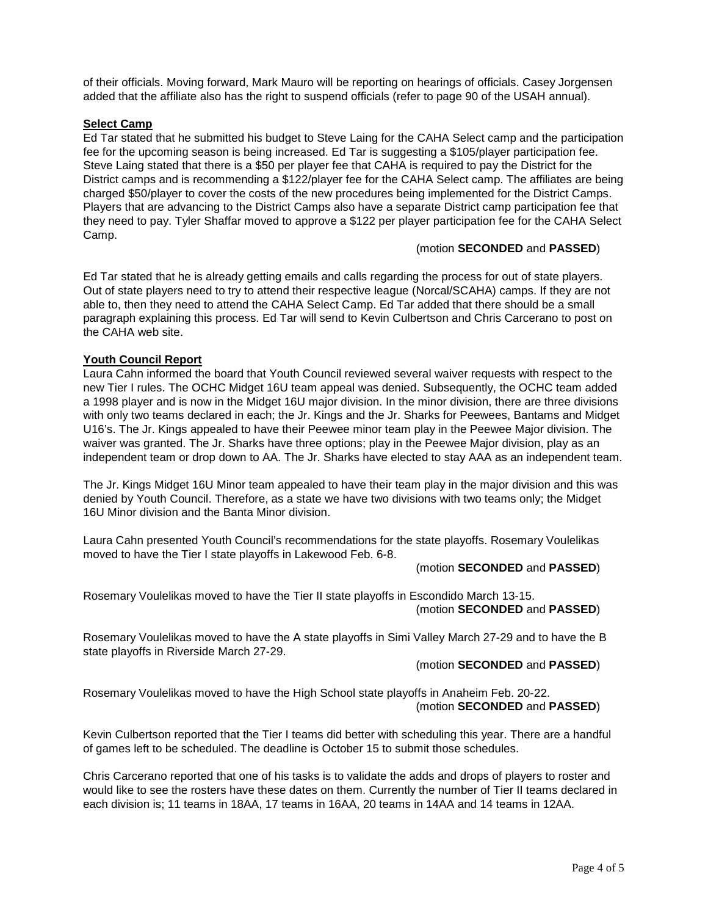of their officials. Moving forward, Mark Mauro will be reporting on hearings of officials. Casey Jorgensen added that the affiliate also has the right to suspend officials (refer to page 90 of the USAH annual).

**Select Camp**

Ed Tar stated that he submitted his budget to Steve Laing for the CAHA Select camp and the participation fee for the upcoming season is being increased. Ed Tar is suggesting a $105/player participation fee. Steve Laing stated that there is a $50 per player fee that CAHA is required to pay the District for the District camps and is recommending a $122/player fee for the CAHA Select camp. The affiliates are being charged $50/player to cover the costs of the new procedures being implemented for the District Camps. Players that are advancing to the District Camps also have a separate District camp participation fee that they need to pay. Tyler Shaffar moved to approve a $122 per player participation fee for the CAHA Select Camp.

(motion **SECONDED** and **PASSED**)

Ed Tar stated that he is already getting emails and calls regarding the process for out of state players. Out of state players need to try to attend their respective league (Norcal/SCAHA) camps. If they are not able to, then they need to attend the CAHA Select Camp. Ed Tar added that there should be a small paragraph explaining this process. Ed Tar will send to Kevin Culbertson and Chris Carcerano to post on the CAHA web site.

**Youth Council Report**

Laura Cahn informed the board that Youth Council reviewed several waiver requests with respect to the new Tier I rules. The OCHC Midget 16U team appeal was denied. Subsequently, the OCHC team added a 1998 player and is now in the Midget 16U major division. In the minor division, there are three divisions with only two teams declared in each; the Jr. Kings and the Jr. Sharks for Peewees, Bantams and Midget U16's. The Jr. Kings appealed to have their Peewee minor team play in the Peewee Major division. The waiver was granted. The Jr. Sharks have three options; play in the Peewee Major division, play as an independent team or drop down to AA. The Jr. Sharks have elected to stay AAA as an independent team.

The Jr. Kings Midget 16U Minor team appealed to have their team play in the major division and this was denied by Youth Council. Therefore, as a state we have two divisions with two teams only; the Midget 16U Minor division and the Banta Minor division.

Laura Cahn presented Youth Council's recommendations for the state playoffs. Rosemary Voulelikas moved to have the Tier I state playoffs in Lakewood Feb. 6-8.

(motion **SECONDED** and **PASSED**)

Rosemary Voulelikas moved to have the Tier II state playoffs in Escondido March 13-15.

(motion **SECONDED** and **PASSED**)

Rosemary Voulelikas moved to have the A state playoffs in Simi Valley March 27-29 and to have the B state playoffs in Riverside March 27-29.

(motion **SECONDED** and **PASSED**)

Rosemary Voulelikas moved to have the High School state playoffs in Anaheim Feb. 20-22.

(motion **SECONDED** and **PASSED**)

Kevin Culbertson reported that the Tier I teams did better with scheduling this year. There are a handful of games left to be scheduled. The deadline is October 15 to submit those schedules.

Chris Carcerano reported that one of his tasks is to validate the adds and drops of players to roster and would like to see the rosters have these dates on them. Currently the number of Tier II teams declared in each division is; 11 teams in 18AA, 17 teams in 16AA, 20 teams in 14AA and 14 teams in 12AA.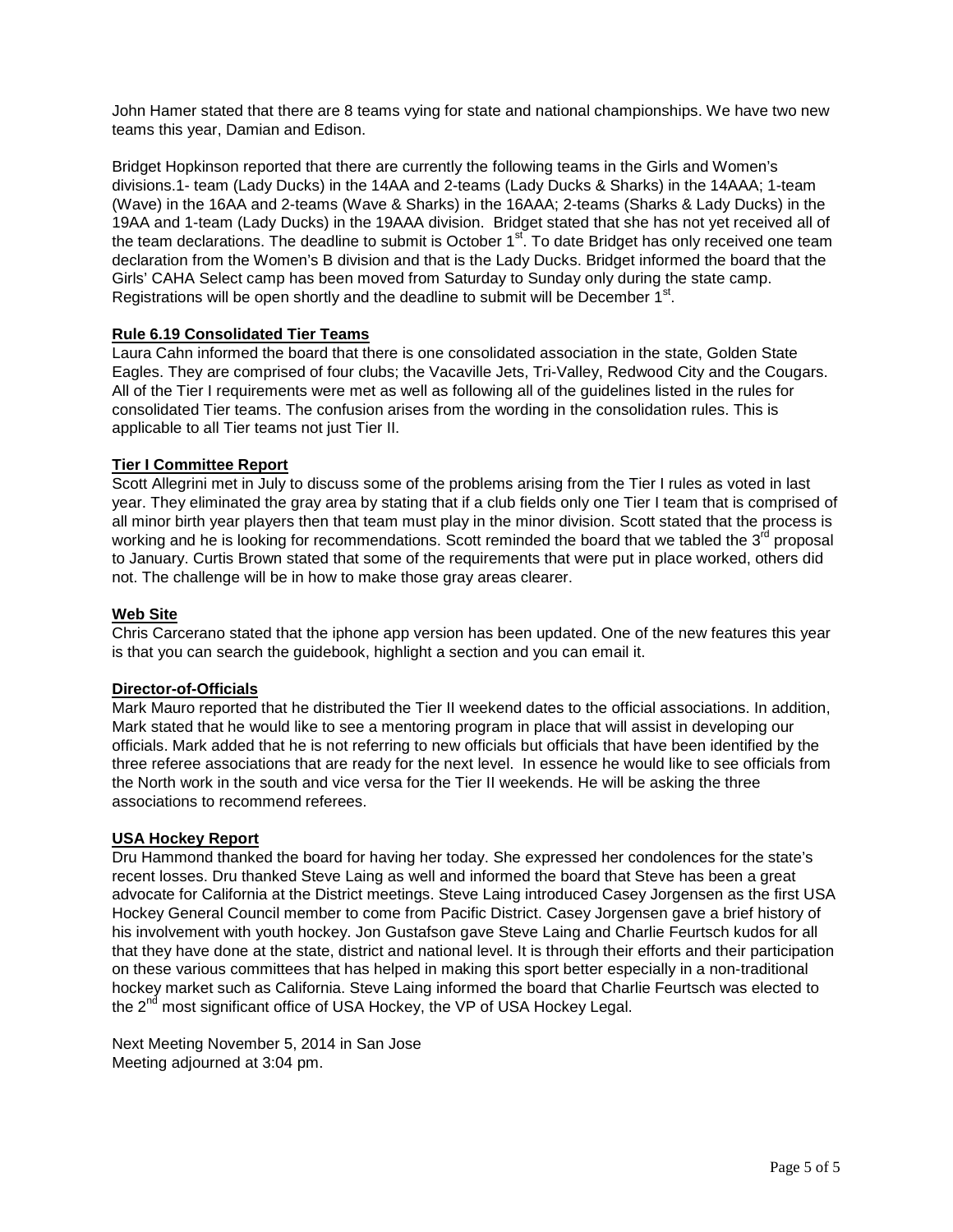John Hamer stated that there are 8 teams vying for state and national championships. We have two new teams this year, Damian and Edison.

Bridget Hopkinson reported that there are currently the following teams in the Girls and Women's divisions.1- team (Lady Ducks) in the 14AA and 2-teams (Lady Ducks & Sharks) in the 14AAA; 1-team (Wave) in the 16AA and 2-teams (Wave & Sharks) in the 16AAA; 2-teams (Sharks & Lady Ducks) in the 19AA and 1-team (Lady Ducks) in the 19AAA division. Bridget stated that she has not yet received all of the team declarations. The deadline to submit is October 1st. To date Bridget has only received one team declaration from the Women's B division and that is the Lady Ducks. Bridget informed the board that the Girls' CAHA Select camp has been moved from Saturday to Sunday only during the state camp. Registrations will be open shortly and the deadline to submit will be December 1st.

**Rule 6.19 Consolidated Tier Teams**

Laura Cahn informed the board that there is one consolidated association in the state, Golden State Eagles. They are comprised of four clubs; the Vacaville Jets, Tri-Valley, Redwood City and the Cougars. All of the Tier I requirements were met as well as following all of the guidelines listed in the rules for consolidated Tier teams. The confusion arises from the wording in the consolidation rules. This is applicable to all Tier teams not just Tier II.

**Tier I Committee Report**

Scott Allegrini met in July to discuss some of the problems arising from the Tier I rules as voted in last year. They eliminated the gray area by stating that if a club fields only one Tier I team that is comprised of all minor birth year players then that team must play in the minor division. Scott stated that the process is working and he is looking for recommendations. Scott reminded the board that we tabled the 3rd proposal to January. Curtis Brown stated that some of the requirements that were put in place worked, others did not. The challenge will be in how to make those gray areas clearer.

**Web Site**

Chris Carcerano stated that the iphone app version has been updated. One of the new features this year is that you can search the guidebook, highlight a section and you can email it.

**Director-of-Officials**

Mark Mauro reported that he distributed the Tier II weekend dates to the official associations. In addition, Mark stated that he would like to see a mentoring program in place that will assist in developing our officials. Mark added that he is not referring to new officials but officials that have been identified by the three referee associations that are ready for the next level. In essence he would like to see officials from the North work in the south and vice versa for the Tier II weekends. He will be asking the three associations to recommend referees.

**USA Hockey Report**

Dru Hammond thanked the board for having her today. She expressed her condolences for the state's recent losses. Dru thanked Steve Laing as well and informed the board that Steve has been a great advocate for California at the District meetings. Steve Laing introduced Casey Jorgensen as the first USA Hockey General Council member to come from Pacific District. Casey Jorgensen gave a brief history of his involvement with youth hockey. Jon Gustafson gave Steve Laing and Charlie Feurtsch kudos for all that they have done at the state, district and national level. It is through their efforts and their participation on these various committees that has helped in making this sport better especially in a non-traditional hockey market such as California. Steve Laing informed the board that Charlie Feurtsch was elected to the 2nd most significant office of USA Hockey, the VP of USA Hockey Legal.

Next Meeting November 5, 2014 in San Jose
Meeting adjourned at 3:04 pm.